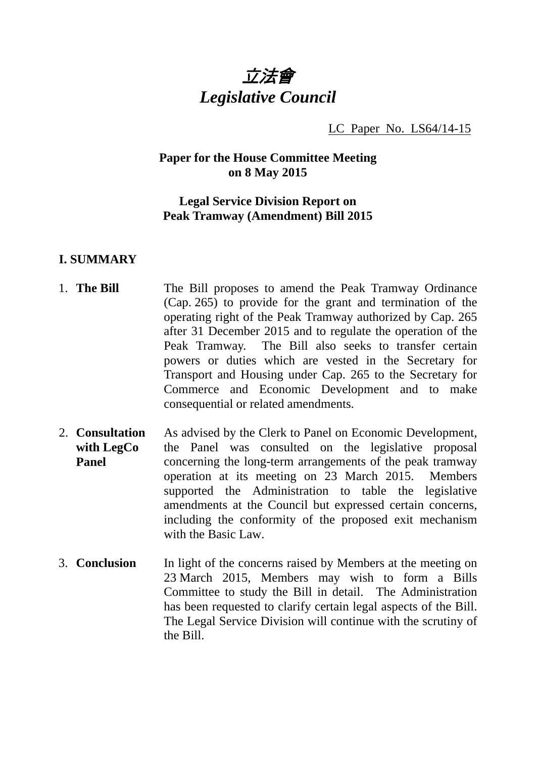# *立法會*
# *Legislative Council*

LC Paper No. LS64/14-15

**Paper for the House Committee Meeting on 8 May 2015**

**Legal Service Division Report on Peak Tramway (Amendment) Bill 2015**

## I. SUMMARY

1. **The Bill** The Bill proposes to amend the Peak Tramway Ordinance (Cap. 265) to provide for the grant and termination of the operating right of the Peak Tramway authorized by Cap. 265 after 31 December 2015 and to regulate the operation of the Peak Tramway. The Bill also seeks to transfer certain powers or duties which are vested in the Secretary for Transport and Housing under Cap. 265 to the Secretary for Commerce and Economic Development and to make consequential or related amendments.

2. **Consultation with LegCo Panel** As advised by the Clerk to Panel on Economic Development, the Panel was consulted on the legislative proposal concerning the long-term arrangements of the peak tramway operation at its meeting on 23 March 2015. Members supported the Administration to table the legislative amendments at the Council but expressed certain concerns, including the conformity of the proposed exit mechanism with the Basic Law.

3. **Conclusion** In light of the concerns raised by Members at the meeting on 23 March 2015, Members may wish to form a Bills Committee to study the Bill in detail. The Administration has been requested to clarify certain legal aspects of the Bill. The Legal Service Division will continue with the scrutiny of the Bill.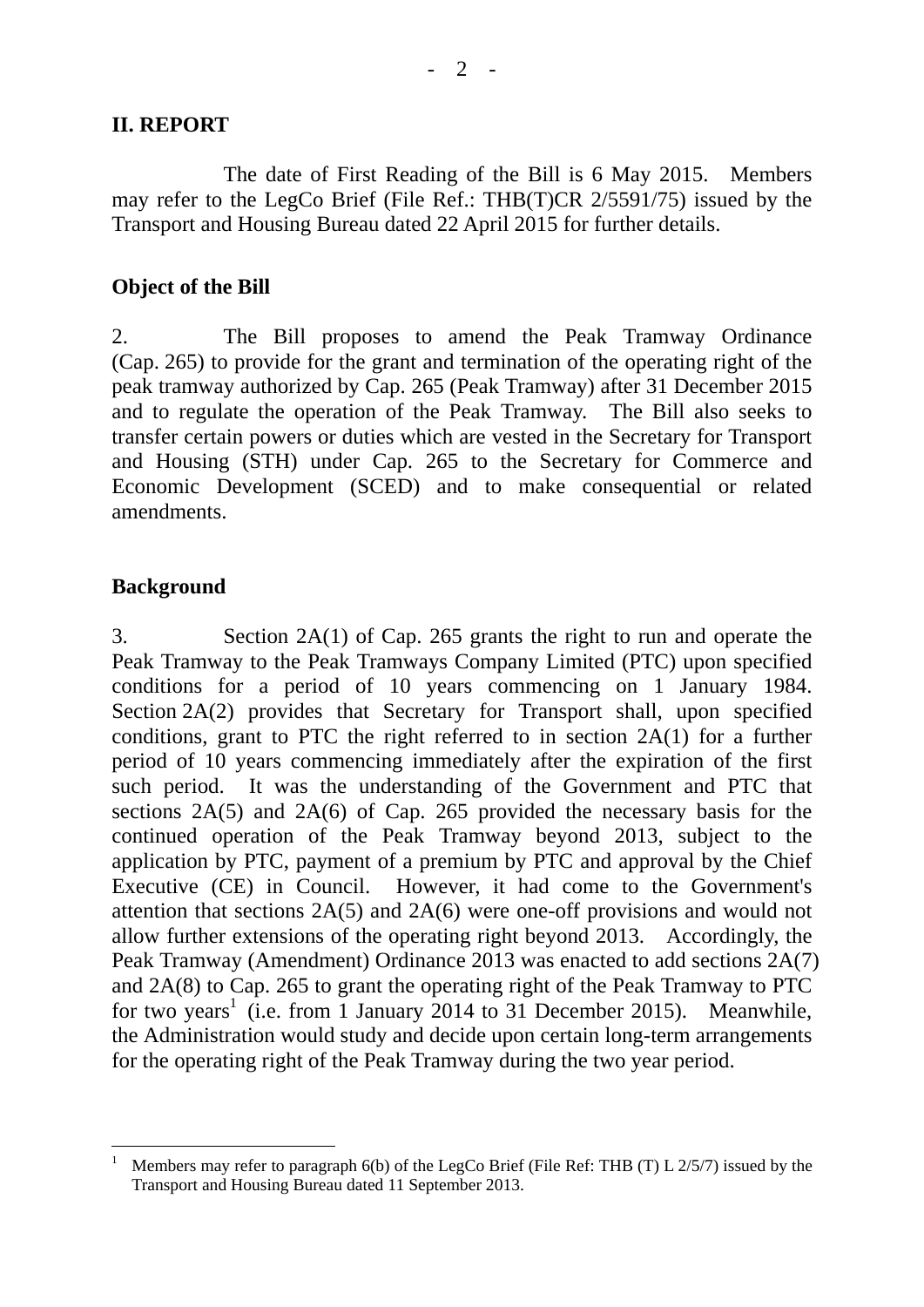## II. REPORT

The date of First Reading of the Bill is 6 May 2015. Members may refer to the LegCo Brief (File Ref.: THB(T)CR 2/5591/75) issued by the Transport and Housing Bureau dated 22 April 2015 for further details.

### Object of the Bill

2. The Bill proposes to amend the Peak Tramway Ordinance (Cap. 265) to provide for the grant and termination of the operating right of the peak tramway authorized by Cap. 265 (Peak Tramway) after 31 December 2015 and to regulate the operation of the Peak Tramway. The Bill also seeks to transfer certain powers or duties which are vested in the Secretary for Transport and Housing (STH) under Cap. 265 to the Secretary for Commerce and Economic Development (SCED) and to make consequential or related amendments.

### Background

3. Section 2A(1) of Cap. 265 grants the right to run and operate the Peak Tramway to the Peak Tramways Company Limited (PTC) upon specified conditions for a period of 10 years commencing on 1 January 1984. Section 2A(2) provides that Secretary for Transport shall, upon specified conditions, grant to PTC the right referred to in section 2A(1) for a further period of 10 years commencing immediately after the expiration of the first such period. It was the understanding of the Government and PTC that sections 2A(5) and 2A(6) of Cap. 265 provided the necessary basis for the continued operation of the Peak Tramway beyond 2013, subject to the application by PTC, payment of a premium by PTC and approval by the Chief Executive (CE) in Council. However, it had come to the Government's attention that sections 2A(5) and 2A(6) were one-off provisions and would not allow further extensions of the operating right beyond 2013. Accordingly, the Peak Tramway (Amendment) Ordinance 2013 was enacted to add sections 2A(7) and 2A(8) to Cap. 265 to grant the operating right of the Peak Tramway to PTC for two years[1] (i.e. from 1 January 2014 to 31 December 2015). Meanwhile, the Administration would study and decide upon certain long-term arrangements for the operating right of the Peak Tramway during the two year period.

---

[1] Members may refer to paragraph 6(b) of the LegCo Brief (File Ref: THB (T) L 2/5/7) issued by the Transport and Housing Bureau dated 11 September 2013.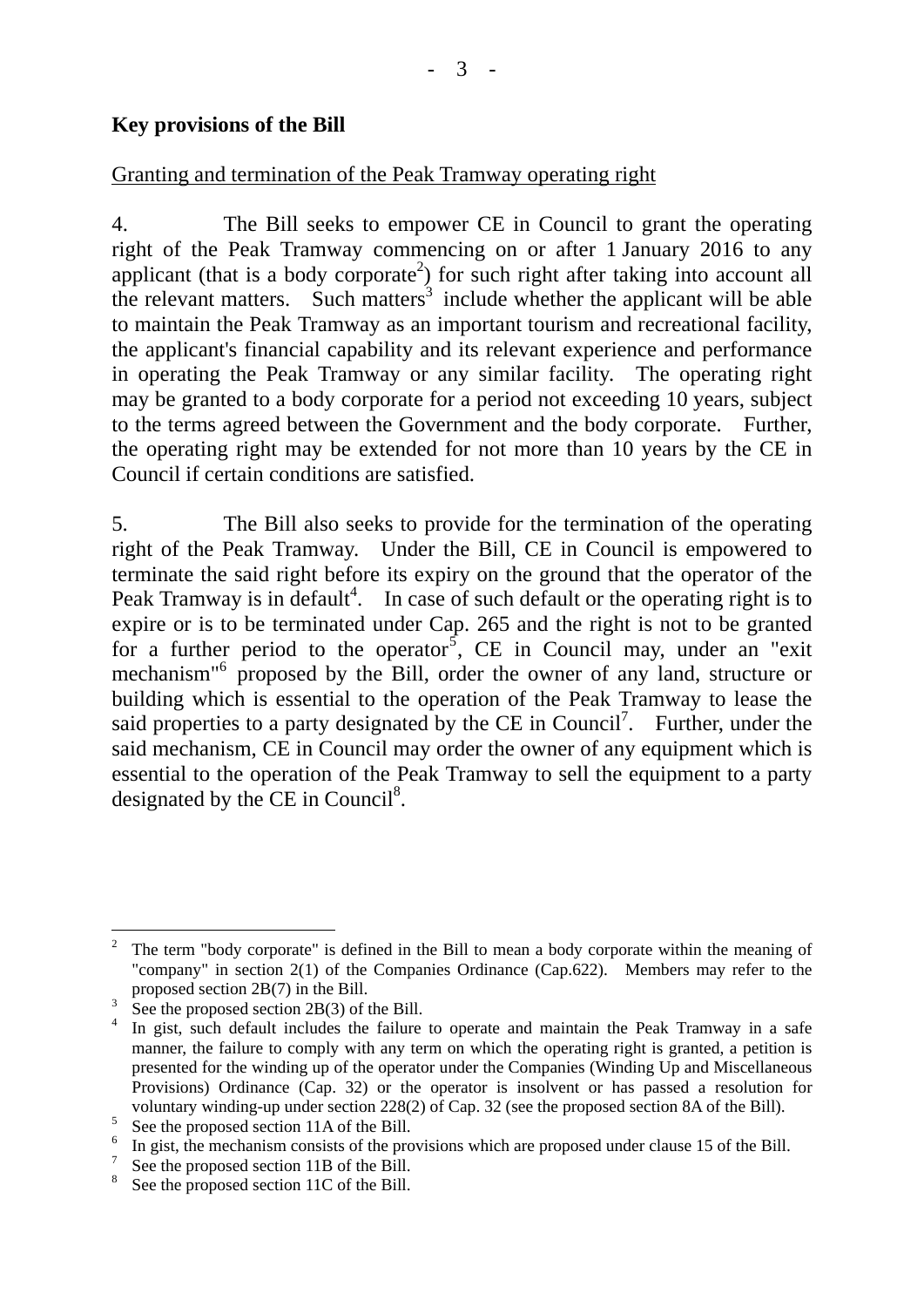**Key provisions of the Bill**

Granting and termination of the Peak Tramway operating right

4. The Bill seeks to empower CE in Council to grant the operating right of the Peak Tramway commencing on or after 1 January 2016 to any applicant (that is a body corporate[2]) for such right after taking into account all the relevant matters. Such matters[3] include whether the applicant will be able to maintain the Peak Tramway as an important tourism and recreational facility, the applicant's financial capability and its relevant experience and performance in operating the Peak Tramway or any similar facility. The operating right may be granted to a body corporate for a period not exceeding 10 years, subject to the terms agreed between the Government and the body corporate. Further, the operating right may be extended for not more than 10 years by the CE in Council if certain conditions are satisfied.

5. The Bill also seeks to provide for the termination of the operating right of the Peak Tramway. Under the Bill, CE in Council is empowered to terminate the said right before its expiry on the ground that the operator of the Peak Tramway is in default[4]. In case of such default or the operating right is to expire or is to be terminated under Cap. 265 and the right is not to be granted for a further period to the operator[5], CE in Council may, under an "exit mechanism"[6] proposed by the Bill, order the owner of any land, structure or building which is essential to the operation of the Peak Tramway to lease the said properties to a party designated by the CE in Council[7]. Further, under the said mechanism, CE in Council may order the owner of any equipment which is essential to the operation of the Peak Tramway to sell the equipment to a party designated by the CE in Council[8].

---

2 The term "body corporate" is defined in the Bill to mean a body corporate within the meaning of "company" in section 2(1) of the Companies Ordinance (Cap.622). Members may refer to the proposed section 2B(7) in the Bill.

3 See the proposed section 2B(3) of the Bill.

4 In gist, such default includes the failure to operate and maintain the Peak Tramway in a safe manner, the failure to comply with any term on which the operating right is granted, a petition is presented for the winding up of the operator under the Companies (Winding Up and Miscellaneous Provisions) Ordinance (Cap. 32) or the operator is insolvent or has passed a resolution for voluntary winding-up under section 228(2) of Cap. 32 (see the proposed section 8A of the Bill).

5 See the proposed section 11A of the Bill.

6 In gist, the mechanism consists of the provisions which are proposed under clause 15 of the Bill.

7 See the proposed section 11B of the Bill.

8 See the proposed section 11C of the Bill.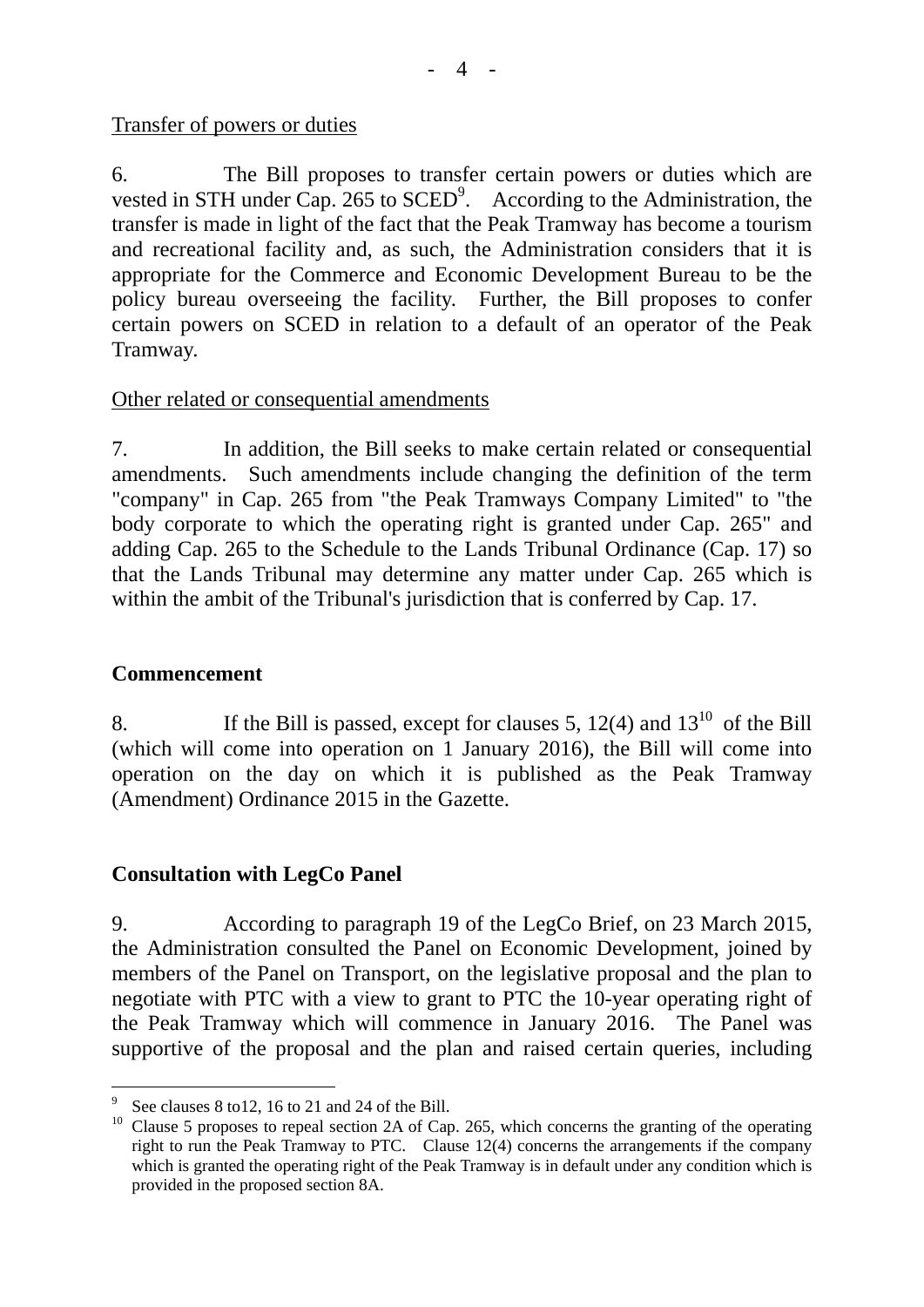Transfer of powers or duties

6. The Bill proposes to transfer certain powers or duties which are vested in STH under Cap. 265 to SCED[9]. According to the Administration, the transfer is made in light of the fact that the Peak Tramway has become a tourism and recreational facility and, as such, the Administration considers that it is appropriate for the Commerce and Economic Development Bureau to be the policy bureau overseeing the facility. Further, the Bill proposes to confer certain powers on SCED in relation to a default of an operator of the Peak Tramway.

Other related or consequential amendments

7. In addition, the Bill seeks to make certain related or consequential amendments. Such amendments include changing the definition of the term "company" in Cap. 265 from "the Peak Tramways Company Limited" to "the body corporate to which the operating right is granted under Cap. 265" and adding Cap. 265 to the Schedule to the Lands Tribunal Ordinance (Cap. 17) so that the Lands Tribunal may determine any matter under Cap. 265 which is within the ambit of the Tribunal's jurisdiction that is conferred by Cap. 17.

## Commencement

8. If the Bill is passed, except for clauses 5, 12(4) and 13[10] of the Bill (which will come into operation on 1 January 2016), the Bill will come into operation on the day on which it is published as the Peak Tramway (Amendment) Ordinance 2015 in the Gazette.

## Consultation with LegCo Panel

9. According to paragraph 19 of the LegCo Brief, on 23 March 2015, the Administration consulted the Panel on Economic Development, joined by members of the Panel on Transport, on the legislative proposal and the plan to negotiate with PTC with a view to grant to PTC the 10-year operating right of the Peak Tramway which will commence in January 2016. The Panel was supportive of the proposal and the plan and raised certain queries, including

---

[9] See clauses 8 to12, 16 to 21 and 24 of the Bill.

[10] Clause 5 proposes to repeal section 2A of Cap. 265, which concerns the granting of the operating right to run the Peak Tramway to PTC. Clause 12(4) concerns the arrangements if the company which is granted the operating right of the Peak Tramway is in default under any condition which is provided in the proposed section 8A.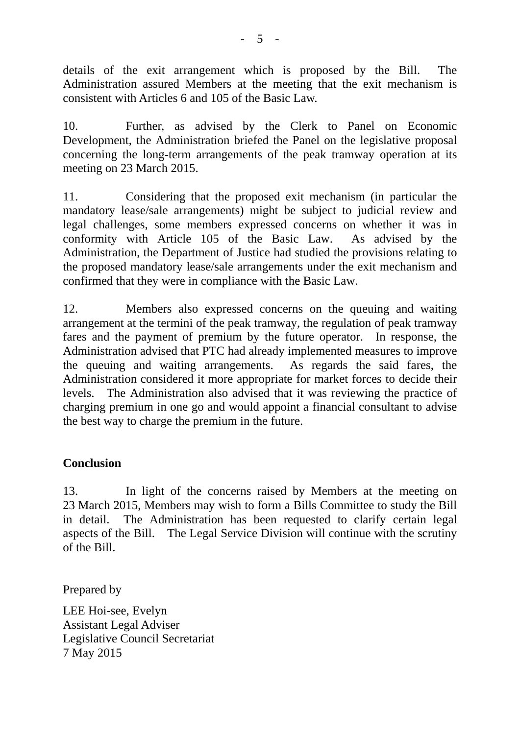details of the exit arrangement which is proposed by the Bill. The Administration assured Members at the meeting that the exit mechanism is consistent with Articles 6 and 105 of the Basic Law.

10. Further, as advised by the Clerk to Panel on Economic Development, the Administration briefed the Panel on the legislative proposal concerning the long-term arrangements of the peak tramway operation at its meeting on 23 March 2015.

11. Considering that the proposed exit mechanism (in particular the mandatory lease/sale arrangements) might be subject to judicial review and legal challenges, some members expressed concerns on whether it was in conformity with Article 105 of the Basic Law. As advised by the Administration, the Department of Justice had studied the provisions relating to the proposed mandatory lease/sale arrangements under the exit mechanism and confirmed that they were in compliance with the Basic Law.

12. Members also expressed concerns on the queuing and waiting arrangement at the termini of the peak tramway, the regulation of peak tramway fares and the payment of premium by the future operator. In response, the Administration advised that PTC had already implemented measures to improve the queuing and waiting arrangements. As regards the said fares, the Administration considered it more appropriate for market forces to decide their levels. The Administration also advised that it was reviewing the practice of charging premium in one go and would appoint a financial consultant to advise the best way to charge the premium in the future.

**Conclusion**

13. In light of the concerns raised by Members at the meeting on 23 March 2015, Members may wish to form a Bills Committee to study the Bill in detail. The Administration has been requested to clarify certain legal aspects of the Bill. The Legal Service Division will continue with the scrutiny of the Bill.

Prepared by

LEE Hoi-see, Evelyn
Assistant Legal Adviser
Legislative Council Secretariat
7 May 2015